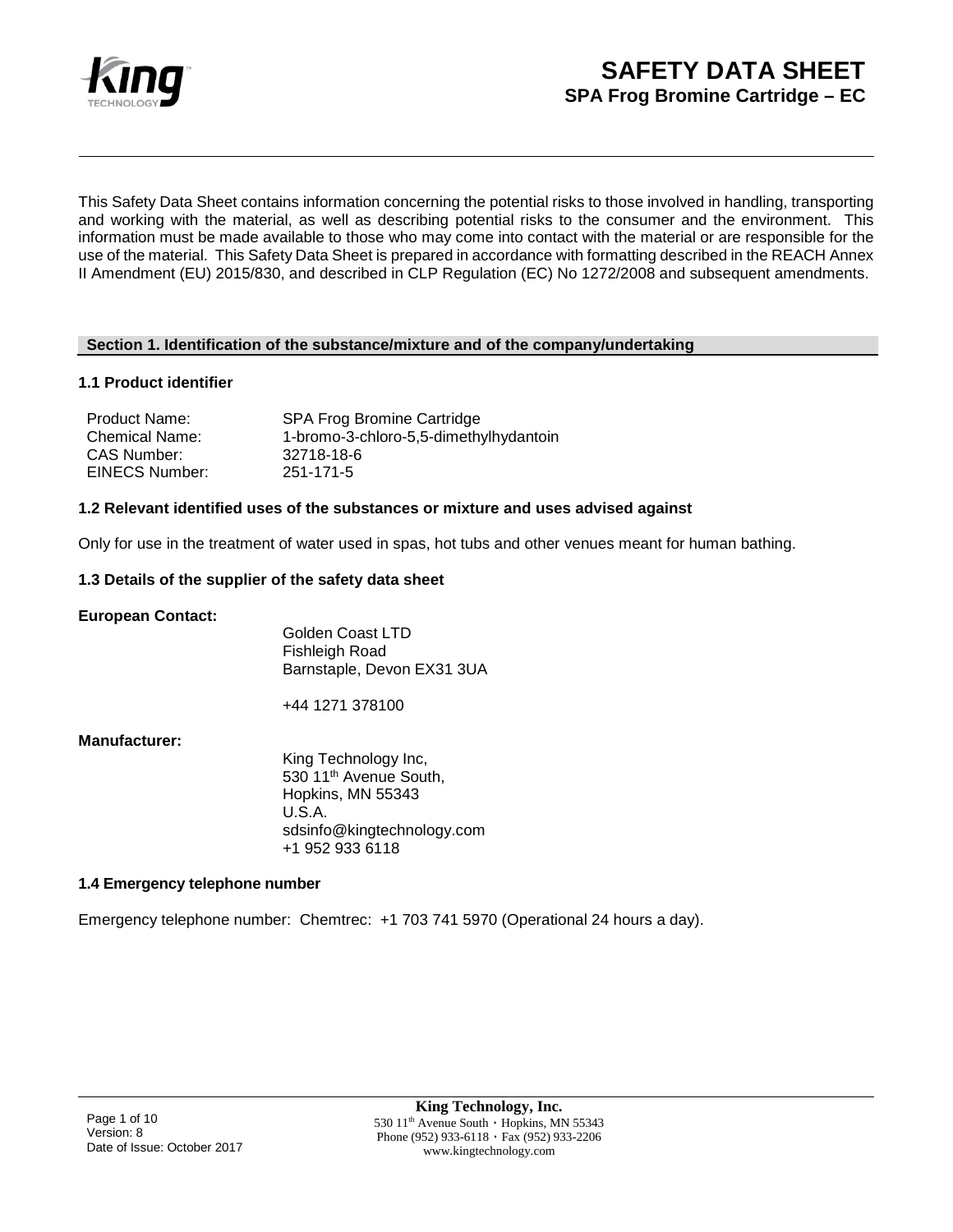# SAFETY DATA SHEET

## SPA Frog Bromine Cartridge – EC

This Safety Data Sheet contains information concerning the potential risks to those involved in handling, transporting and working with the material, as well as describing potential risks to the consumer and the environment. This information must be made available to those who may come into contact with the material or are responsible for the use of the material. This Safety Data Sheet is prepared in accordance with formatting described in the REACH Annex II Amendment (EU) 2015/830, and described in CLP Regulation (EC) No 1272/2008 and subsequent amendments.

## Section 1. Identification of the substance/mixture and of the company/undertaking

### 1.1 Product identifier

| | |
|---|---|
| Product Name: | SPA Frog Bromine Cartridge |
| Chemical Name: | 1-bromo-3-chloro-5,5-dimethylhydantoin |
| CAS Number: | 32718-18-6 |
| EINECS Number: | 251-171-5 |

### 1.2 Relevant identified uses of the substances or mixture and uses advised against

Only for use in the treatment of water used in spas, hot tubs and other venues meant for human bathing.

### 1.3 Details of the supplier of the safety data sheet

**European Contact:**

Golden Coast LTD
Fishleigh Road
Barnstaple, Devon EX31 3UA

+44 1271 378100

**Manufacturer:**

King Technology Inc,
530 11th Avenue South,
Hopkins, MN 55343
U.S.A.
sdsinfo@kingtechnology.com
+1 952 933 6118

### 1.4 Emergency telephone number

Emergency telephone number: Chemtrec: +1 703 741 5970 (Operational 24 hours a day).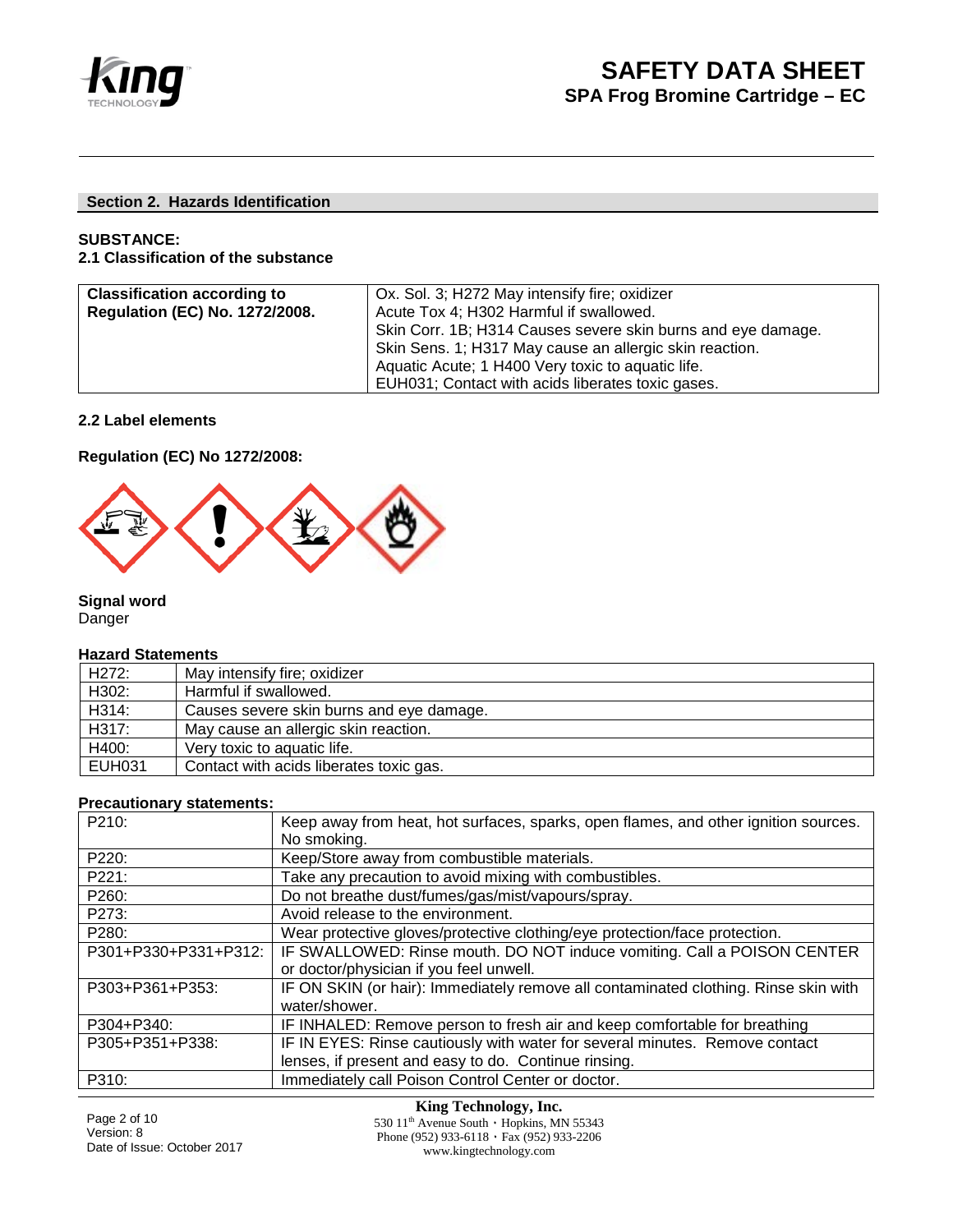## Section 2. Hazards Identification

**SUBSTANCE:**

**2.1 Classification of the substance**

| **Classification according to Regulation (EC) No. 1272/2008.** | Ox. Sol. 3; H272 May intensify fire; oxidizer<br>Acute Tox 4; H302 Harmful if swallowed.<br>Skin Corr. 1B; H314 Causes severe skin burns and eye damage.<br>Skin Sens. 1; H317 May cause an allergic skin reaction.<br>Aquatic Acute; 1 H400 Very toxic to aquatic life.<br>EUH031; Contact with acids liberates toxic gases. |
|---|---|

**2.2 Label elements**

**Regulation (EC) No 1272/2008:**

**Signal word**

Danger

**Hazard Statements**

| H272: | May intensify fire; oxidizer |
|---|---|
| H302: | Harmful if swallowed. |
| H314: | Causes severe skin burns and eye damage. |
| H317: | May cause an allergic skin reaction. |
| H400: | Very toxic to aquatic life. |
| EUH031 | Contact with acids liberates toxic gas. |

**Precautionary statements:**

| P210: | Keep away from heat, hot surfaces, sparks, open flames, and other ignition sources. No smoking. |
|---|---|
| P220: | Keep/Store away from combustible materials. |
| P221: | Take any precaution to avoid mixing with combustibles. |
| P260: | Do not breathe dust/fumes/gas/mist/vapours/spray. |
| P273: | Avoid release to the environment. |
| P280: | Wear protective gloves/protective clothing/eye protection/face protection. |
| P301+P330+P331+P312: | IF SWALLOWED: Rinse mouth. DO NOT induce vomiting. Call a POISON CENTER or doctor/physician if you feel unwell. |
| P303+P361+P353: | IF ON SKIN (or hair): Immediately remove all contaminated clothing. Rinse skin with water/shower. |
| P304+P340: | IF INHALED: Remove person to fresh air and keep comfortable for breathing |
| P305+P351+P338: | IF IN EYES: Rinse cautiously with water for several minutes. Remove contact lenses, if present and easy to do. Continue rinsing. |
| P310: | Immediately call Poison Control Center or doctor. |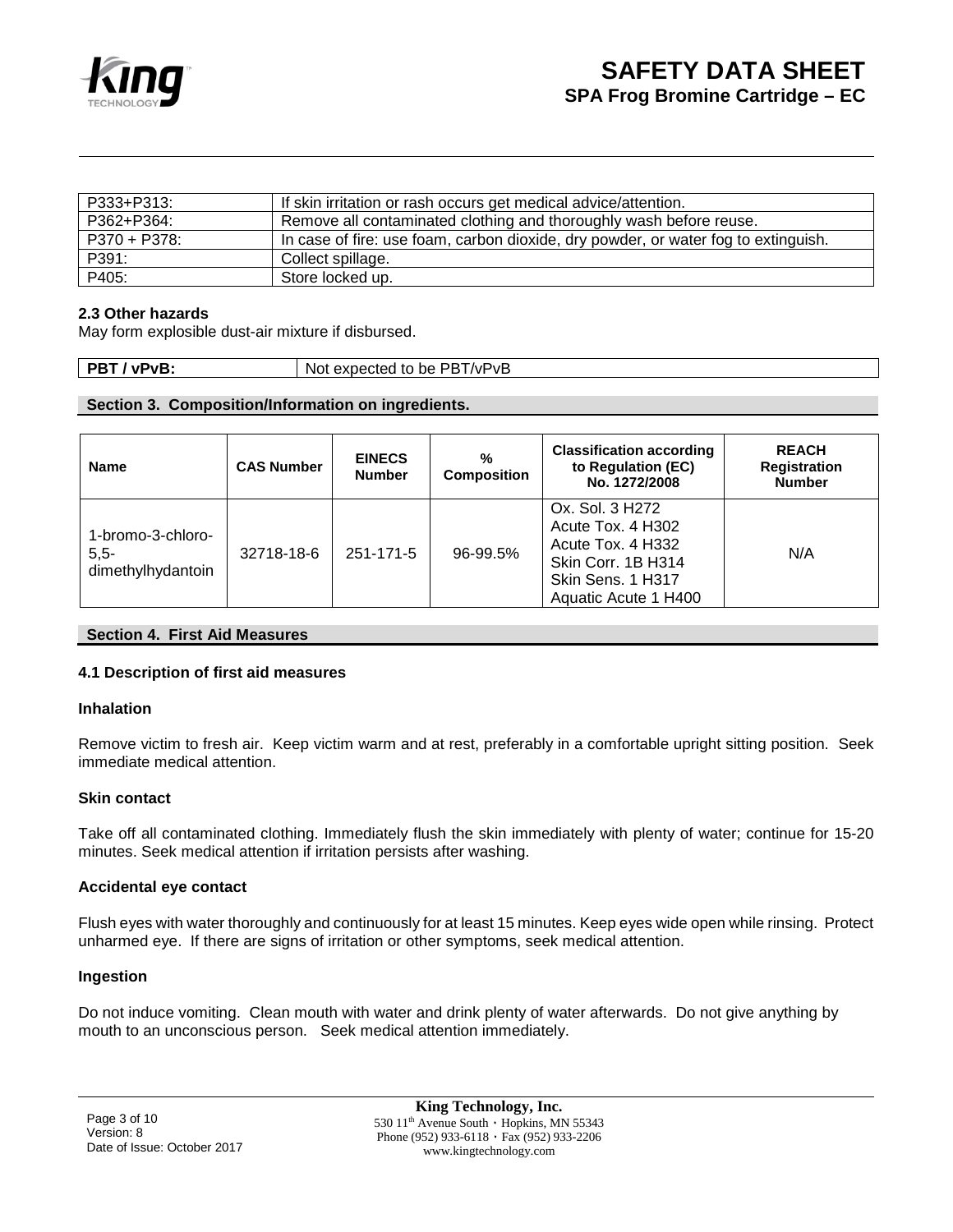| P333+P313: | If skin irritation or rash occurs get medical advice/attention. |
|---|---|
| P362+P364: | Remove all contaminated clothing and thoroughly wash before reuse. |
| P370 + P378: | In case of fire: use foam, carbon dioxide, dry powder, or water fog to extinguish. |
| P391: | Collect spillage. |
| P405: | Store locked up. |

### 2.3 Other hazards

May form explosible dust-air mixture if disbursed.

| **PBT / vPvB:** | Not expected to be PBT/vPvB |
|---|---|

## Section 3. Composition/Information on ingredients.

| Name | CAS Number | EINECS Number | % Composition | Classification according to Regulation (EC) No. 1272/2008 | REACH Registration Number |
|---|---|---|---|---|---|
| 1-bromo-3-chloro-5,5-dimethylhydantoin | 32718-18-6 | 251-171-5 | 96-99.5% | Ox. Sol. 3 H272<br>Acute Tox. 4 H302<br>Acute Tox. 4 H332<br>Skin Corr. 1B H314<br>Skin Sens. 1 H317<br>Aquatic Acute 1 H400 | N/A |

## Section 4. First Aid Measures

### 4.1 Description of first aid measures

**Inhalation**

Remove victim to fresh air. Keep victim warm and at rest, preferably in a comfortable upright sitting position. Seek immediate medical attention.

**Skin contact**

Take off all contaminated clothing. Immediately flush the skin immediately with plenty of water; continue for 15-20 minutes. Seek medical attention if irritation persists after washing.

**Accidental eye contact**

Flush eyes with water thoroughly and continuously for at least 15 minutes. Keep eyes wide open while rinsing. Protect unharmed eye. If there are signs of irritation or other symptoms, seek medical attention.

**Ingestion**

Do not induce vomiting. Clean mouth with water and drink plenty of water afterwards. Do not give anything by mouth to an unconscious person. Seek medical attention immediately.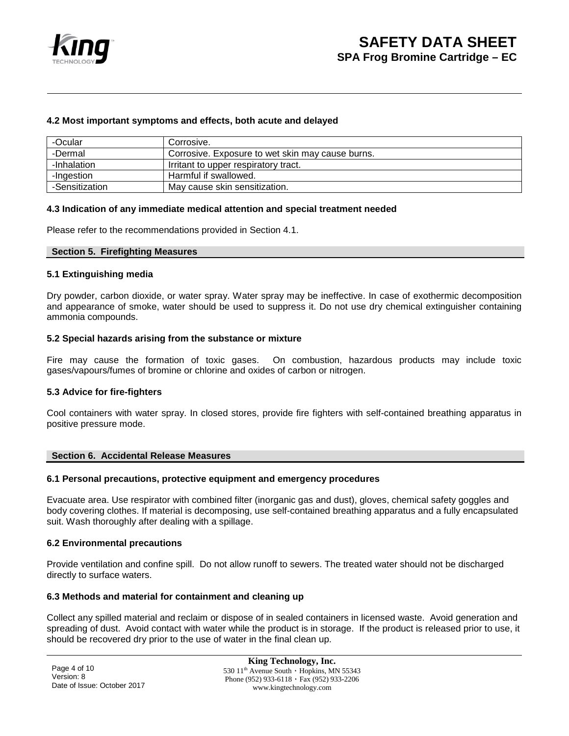### 4.2 Most important symptoms and effects, both acute and delayed

| | |
|---|---|
| -Ocular | Corrosive. |
| -Dermal | Corrosive. Exposure to wet skin may cause burns. |
| -Inhalation | Irritant to upper respiratory tract. |
| -Ingestion | Harmful if swallowed. |
| -Sensitization | May cause skin sensitization. |

### 4.3 Indication of any immediate medical attention and special treatment needed

Please refer to the recommendations provided in Section 4.1.

## Section 5. Firefighting Measures

### 5.1 Extinguishing media

Dry powder, carbon dioxide, or water spray. Water spray may be ineffective. In case of exothermic decomposition and appearance of smoke, water should be used to suppress it. Do not use dry chemical extinguisher containing ammonia compounds.

### 5.2 Special hazards arising from the substance or mixture

Fire may cause the formation of toxic gases. On combustion, hazardous products may include toxic gases/vapours/fumes of bromine or chlorine and oxides of carbon or nitrogen.

### 5.3 Advice for fire-fighters

Cool containers with water spray. In closed stores, provide fire fighters with self-contained breathing apparatus in positive pressure mode.

## Section 6. Accidental Release Measures

### 6.1 Personal precautions, protective equipment and emergency procedures

Evacuate area. Use respirator with combined filter (inorganic gas and dust), gloves, chemical safety goggles and body covering clothes. If material is decomposing, use self-contained breathing apparatus and a fully encapsulated suit. Wash thoroughly after dealing with a spillage.

### 6.2 Environmental precautions

Provide ventilation and confine spill. Do not allow runoff to sewers. The treated water should not be discharged directly to surface waters.

### 6.3 Methods and material for containment and cleaning up

Collect any spilled material and reclaim or dispose of in sealed containers in licensed waste. Avoid generation and spreading of dust. Avoid contact with water while the product is in storage. If the product is released prior to use, it should be recovered dry prior to the use of water in the final clean up.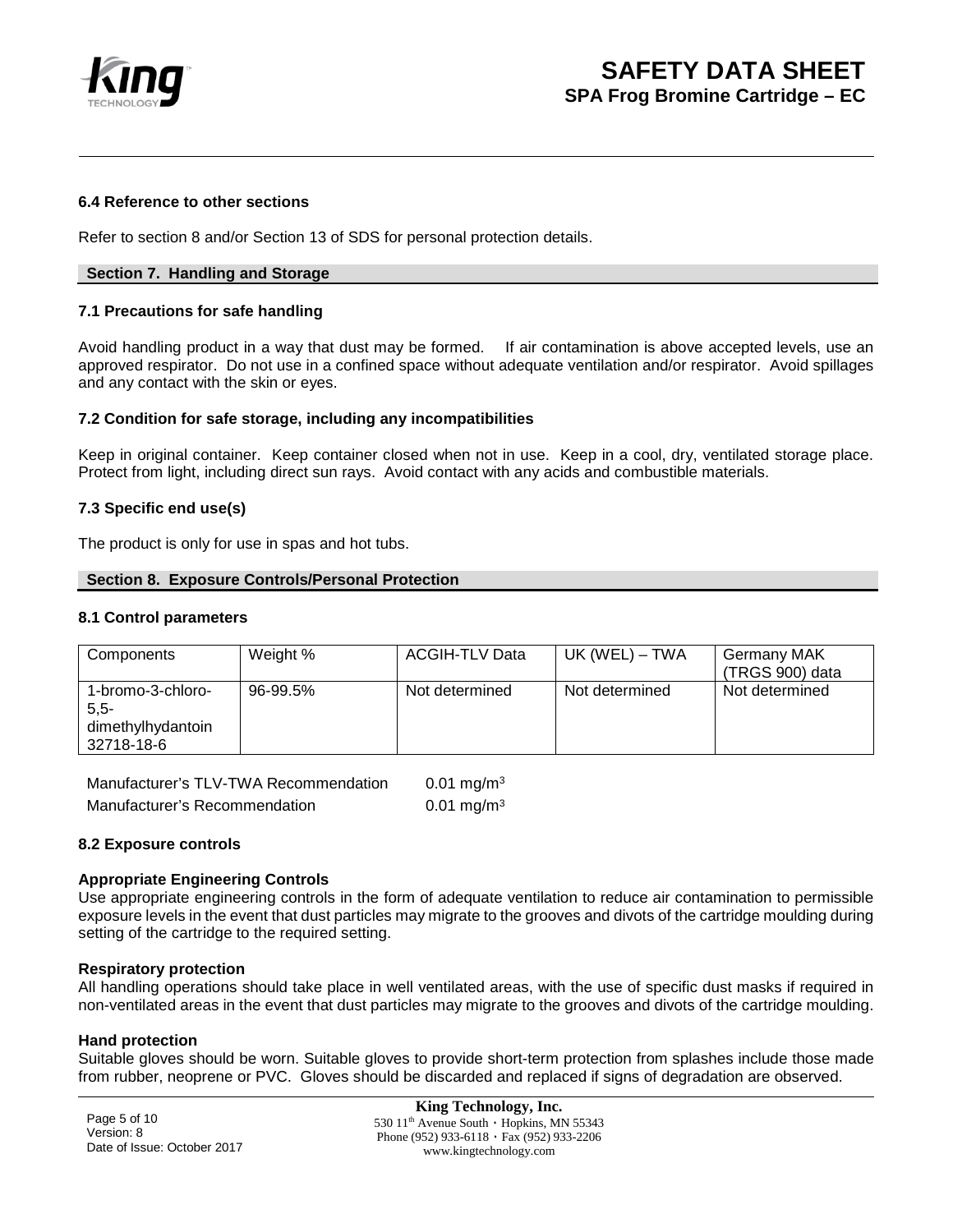### 6.4 Reference to other sections

Refer to section 8 and/or Section 13 of SDS for personal protection details.

## Section 7. Handling and Storage

### 7.1 Precautions for safe handling

Avoid handling product in a way that dust may be formed. If air contamination is above accepted levels, use an approved respirator. Do not use in a confined space without adequate ventilation and/or respirator. Avoid spillages and any contact with the skin or eyes.

### 7.2 Condition for safe storage, including any incompatibilities

Keep in original container. Keep container closed when not in use. Keep in a cool, dry, ventilated storage place. Protect from light, including direct sun rays. Avoid contact with any acids and combustible materials.

### 7.3 Specific end use(s)

The product is only for use in spas and hot tubs.

## Section 8. Exposure Controls/Personal Protection

### 8.1 Control parameters

| Components | Weight % | ACGIH-TLV Data | UK (WEL) – TWA | Germany MAK (TRGS 900) data |
|---|---|---|---|---|
| 1-bromo-3-chloro-5,5-dimethylhydantoin 32718-18-6 | 96-99.5% | Not determined | Not determined | Not determined |

| | |
|---|---|
| Manufacturer's TLV-TWA Recommendation | 0.01 mg/m$^3$ |
| Manufacturer's Recommendation | 0.01 mg/m$^3$ |

### 8.2 Exposure controls

**Appropriate Engineering Controls**
Use appropriate engineering controls in the form of adequate ventilation to reduce air contamination to permissible exposure levels in the event that dust particles may migrate to the grooves and divots of the cartridge moulding during setting of the cartridge to the required setting.

**Respiratory protection**
All handling operations should take place in well ventilated areas, with the use of specific dust masks if required in non-ventilated areas in the event that dust particles may migrate to the grooves and divots of the cartridge moulding.

**Hand protection**
Suitable gloves should be worn. Suitable gloves to provide short-term protection from splashes include those made from rubber, neoprene or PVC. Gloves should be discarded and replaced if signs of degradation are observed.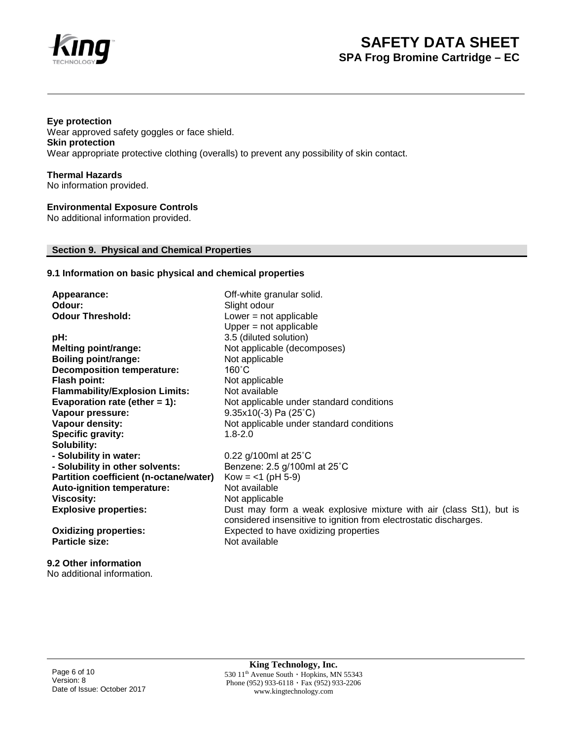**Eye protection**
Wear approved safety goggles or face shield.
**Skin protection**
Wear appropriate protective clothing (overalls) to prevent any possibility of skin contact.

**Thermal Hazards**
No information provided.

**Environmental Exposure Controls**
No additional information provided.

## Section 9. Physical and Chemical Properties

### 9.1 Information on basic physical and chemical properties

| | |
|---|---|
| **Appearance:** | Off-white granular solid. |
| **Odour:** | Slight odour |
| **Odour Threshold:** | Lower = not applicable<br>Upper = not applicable |
| **pH:** | 3.5 (diluted solution) |
| **Melting point/range:** | Not applicable (decomposes) |
| **Boiling point/range:** | Not applicable |
| **Decomposition temperature:** | 160˚C |
| **Flash point:** | Not applicable |
| **Flammability/Explosion Limits:** | Not available |
| **Evaporation rate (ether = 1):** | Not applicable under standard conditions |
| **Vapour pressure:** | 9.35x10(-3) Pa (25˚C) |
| **Vapour density:** | Not applicable under standard conditions |
| **Specific gravity:** | 1.8-2.0 |
| **Solubility:** | |
| **- Solubility in water:** | 0.22 g/100ml at 25˚C |
| **- Solubility in other solvents:** | Benzene: 2.5 g/100ml at 25˚C |
| **Partition coefficient (n-octane/water)** | Kow = <1 (pH 5-9) |
| **Auto-ignition temperature:** | Not available |
| **Viscosity:** | Not applicable |
| **Explosive properties:** | Dust may form a weak explosive mixture with air (class St1), but is considered insensitive to ignition from electrostatic discharges. |
| **Oxidizing properties:** | Expected to have oxidizing properties |
| **Particle size:** | Not available |

### 9.2 Other information
No additional information.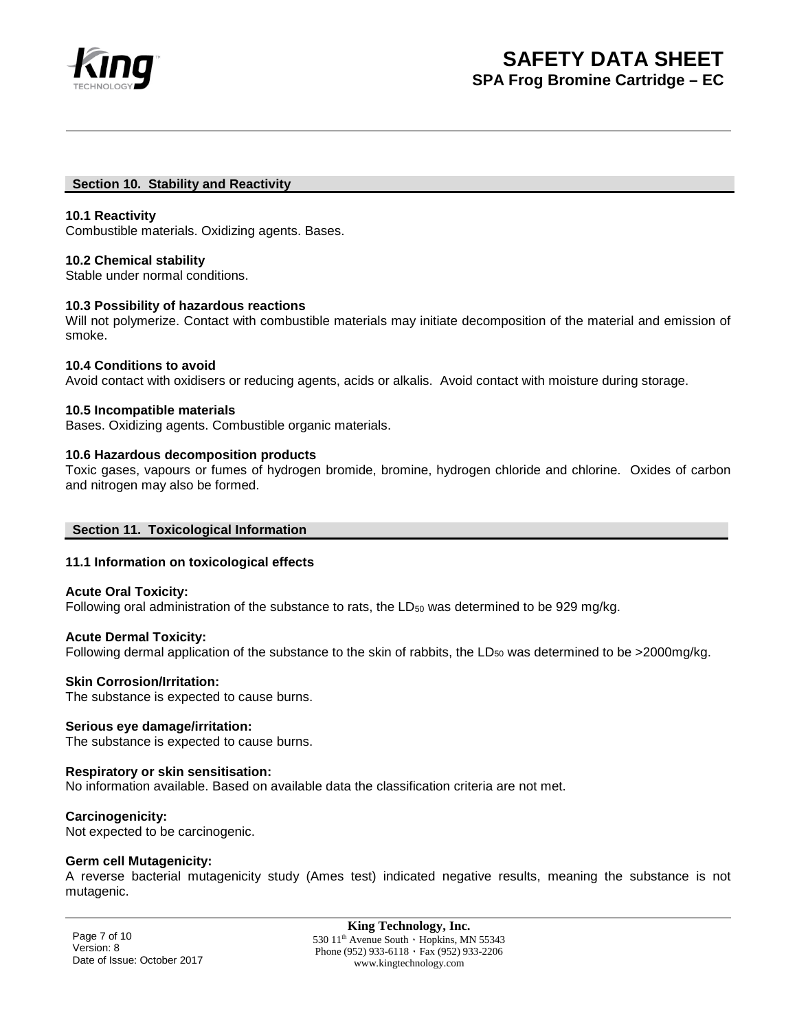## Section 10. Stability and Reactivity

### 10.1 Reactivity

Combustible materials. Oxidizing agents. Bases.

### 10.2 Chemical stability

Stable under normal conditions.

### 10.3 Possibility of hazardous reactions

Will not polymerize. Contact with combustible materials may initiate decomposition of the material and emission of smoke.

### 10.4 Conditions to avoid

Avoid contact with oxidisers or reducing agents, acids or alkalis. Avoid contact with moisture during storage.

### 10.5 Incompatible materials

Bases. Oxidizing agents. Combustible organic materials.

### 10.6 Hazardous decomposition products

Toxic gases, vapours or fumes of hydrogen bromide, bromine, hydrogen chloride and chlorine. Oxides of carbon and nitrogen may also be formed.

## Section 11. Toxicological Information

### 11.1 Information on toxicological effects

**Acute Oral Toxicity:**
Following oral administration of the substance to rats, the $LD_{50}$ was determined to be 929 mg/kg.

**Acute Dermal Toxicity:**
Following dermal application of the substance to the skin of rabbits, the $LD_{50}$ was determined to be >2000mg/kg.

**Skin Corrosion/Irritation:**
The substance is expected to cause burns.

**Serious eye damage/irritation:**
The substance is expected to cause burns.

**Respiratory or skin sensitisation:**
No information available. Based on available data the classification criteria are not met.

**Carcinogenicity:**
Not expected to be carcinogenic.

**Germ cell Mutagenicity:**
A reverse bacterial mutagenicity study (Ames test) indicated negative results, meaning the substance is not mutagenic.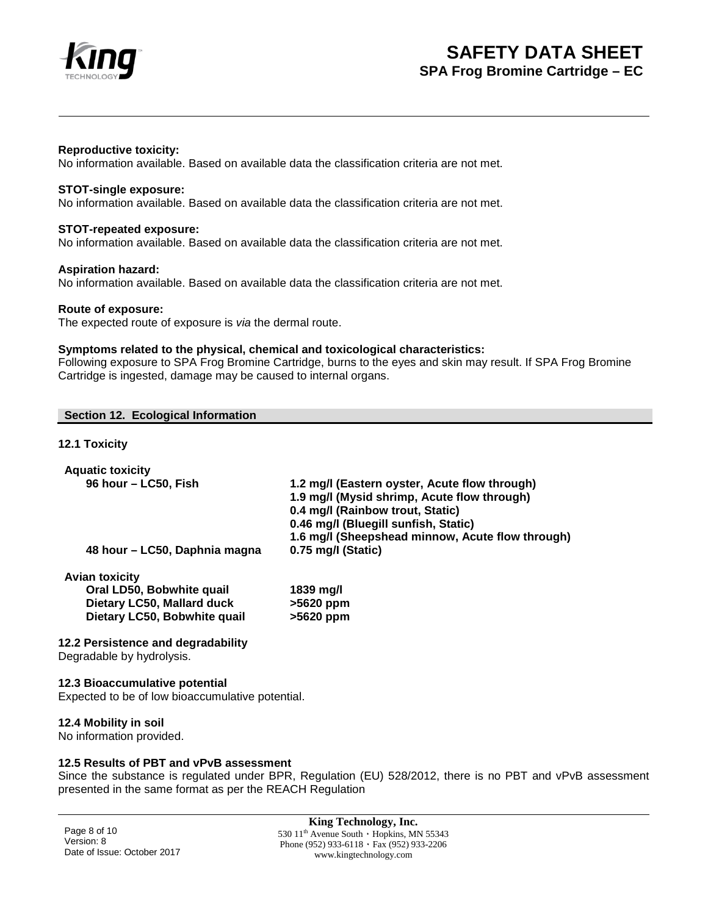**Reproductive toxicity:**
No information available. Based on available data the classification criteria are not met.

**STOT-single exposure:**
No information available. Based on available data the classification criteria are not met.

**STOT-repeated exposure:**
No information available. Based on available data the classification criteria are not met.

**Aspiration hazard:**
No information available. Based on available data the classification criteria are not met.

**Route of exposure:**
The expected route of exposure is *via* the dermal route.

**Symptoms related to the physical, chemical and toxicological characteristics:**
Following exposure to SPA Frog Bromine Cartridge, burns to the eyes and skin may result. If SPA Frog Bromine Cartridge is ingested, damage may be caused to internal organs.

## Section 12. Ecological Information

### 12.1 Toxicity

**Aquatic toxicity**

| | |
|---|---|
| **96 hour – LC50, Fish** | **1.2 mg/l (Eastern oyster, Acute flow through)** |
| | **1.9 mg/l (Mysid shrimp, Acute flow through)** |
| | **0.4 mg/l (Rainbow trout, Static)** |
| | **0.46 mg/l (Bluegill sunfish, Static)** |
| | **1.6 mg/l (Sheepshead minnow, Acute flow through)** |
| **48 hour – LC50, Daphnia magna** | **0.75 mg/l (Static)** |

**Avian toxicity**

| | |
|---|---|
| **Oral LD50, Bobwhite quail** | **1839 mg/l** |
| **Dietary LC50, Mallard duck** | **>5620 ppm** |
| **Dietary LC50, Bobwhite quail** | **>5620 ppm** |

### 12.2 Persistence and degradability
Degradable by hydrolysis.

### 12.3 Bioaccumulative potential
Expected to be of low bioaccumulative potential.

### 12.4 Mobility in soil
No information provided.

### 12.5 Results of PBT and vPvB assessment
Since the substance is regulated under BPR, Regulation (EU) 528/2012, there is no PBT and vPvB assessment presented in the same format as per the REACH Regulation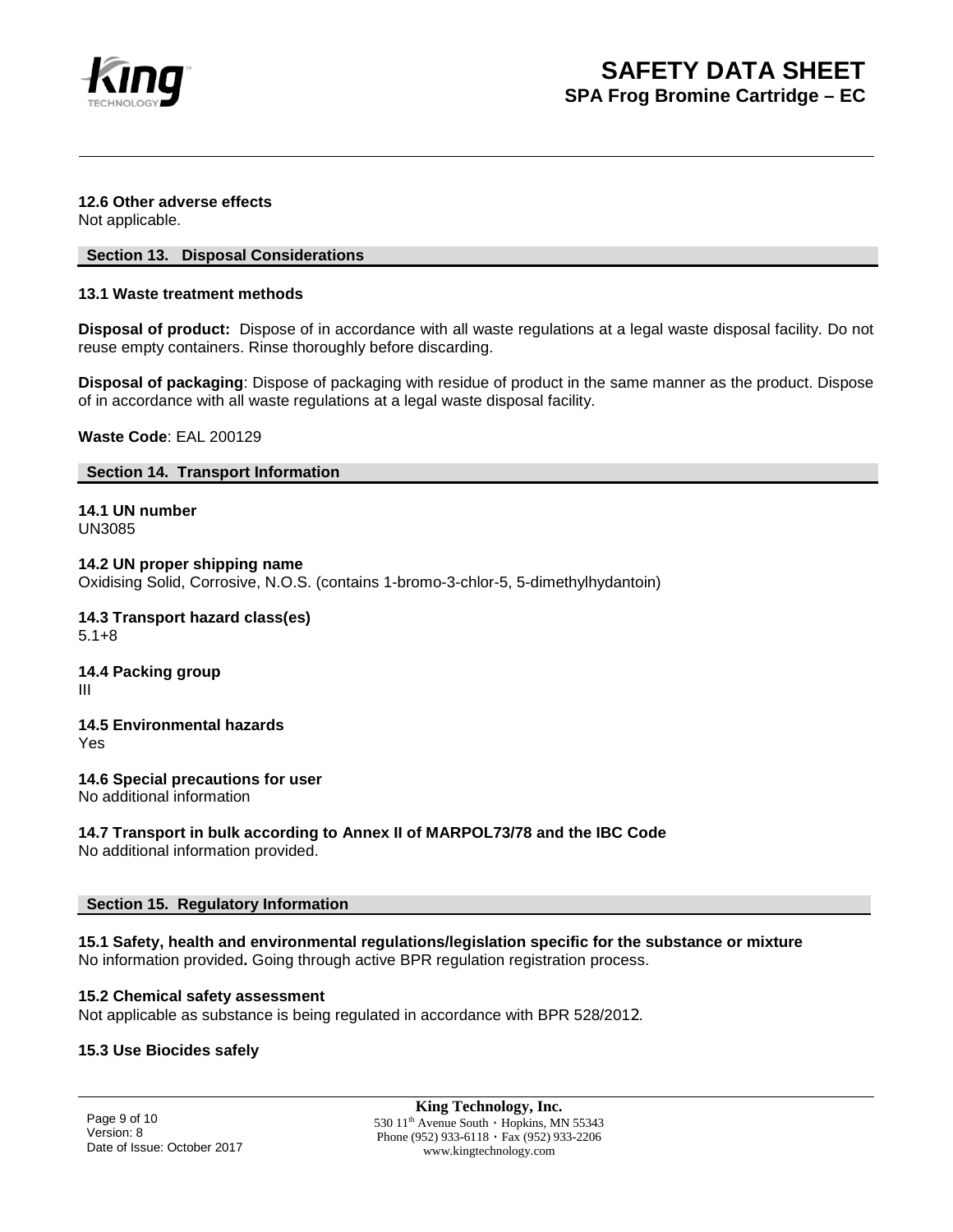#### 12.6 Other adverse effects

Not applicable.

## Section 13. Disposal Considerations

#### 13.1 Waste treatment methods

**Disposal of product:** Dispose of in accordance with all waste regulations at a legal waste disposal facility. Do not reuse empty containers. Rinse thoroughly before discarding.

**Disposal of packaging**: Dispose of packaging with residue of product in the same manner as the product. Dispose of in accordance with all waste regulations at a legal waste disposal facility.

**Waste Code**: EAL 200129

## Section 14. Transport Information

#### 14.1 UN number

UN3085

#### 14.2 UN proper shipping name

Oxidising Solid, Corrosive, N.O.S. (contains 1-bromo-3-chlor-5, 5-dimethylhydantoin)

#### 14.3 Transport hazard class(es)

5.1+8

#### 14.4 Packing group

III

#### 14.5 Environmental hazards

Yes

#### 14.6 Special precautions for user

No additional information

#### 14.7 Transport in bulk according to Annex II of MARPOL73/78 and the IBC Code

No additional information provided.

## Section 15. Regulatory Information

#### 15.1 Safety, health and environmental regulations/legislation specific for the substance or mixture

No information provided**.** Going through active BPR regulation registration process.

#### 15.2 Chemical safety assessment

Not applicable as substance is being regulated in accordance with BPR 528/2012.

#### 15.3 Use Biocides safely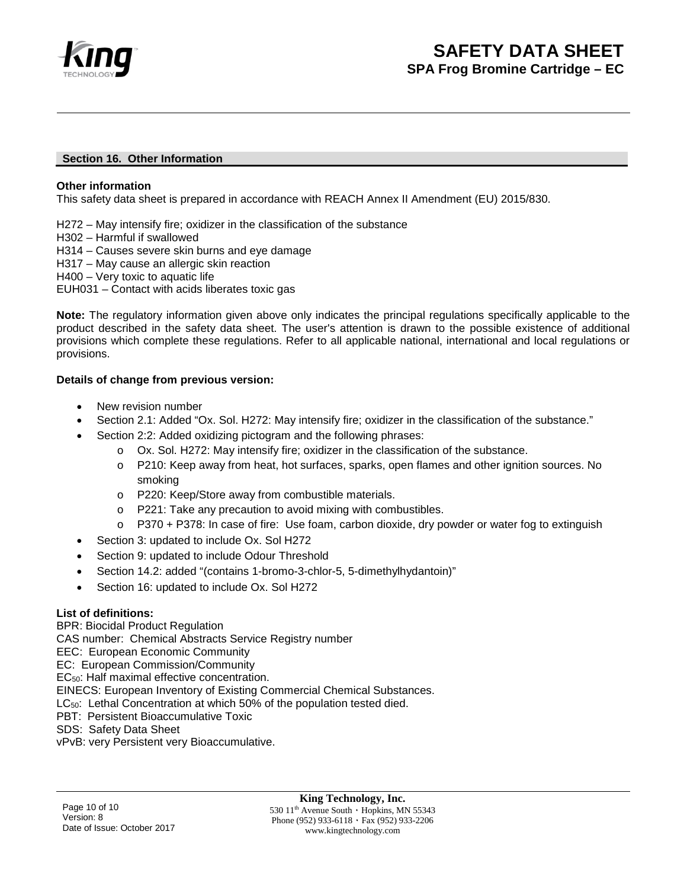## Section 16. Other Information

**Other information**

This safety data sheet is prepared in accordance with REACH Annex II Amendment (EU) 2015/830.

H272 – May intensify fire; oxidizer in the classification of the substance
H302 – Harmful if swallowed
H314 – Causes severe skin burns and eye damage
H317 – May cause an allergic skin reaction
H400 – Very toxic to aquatic life
EUH031 – Contact with acids liberates toxic gas

**Note:** The regulatory information given above only indicates the principal regulations specifically applicable to the product described in the safety data sheet. The user's attention is drawn to the possible existence of additional provisions which complete these regulations. Refer to all applicable national, international and local regulations or provisions.

**Details of change from previous version:**

- New revision number
- Section 2.1: Added "Ox. Sol. H272: May intensify fire; oxidizer in the classification of the substance."
- Section 2:2: Added oxidizing pictogram and the following phrases:
    - Ox. Sol. H272: May intensify fire; oxidizer in the classification of the substance.
    - P210: Keep away from heat, hot surfaces, sparks, open flames and other ignition sources. No smoking
    - P220: Keep/Store away from combustible materials.
    - P221: Take any precaution to avoid mixing with combustibles.
    - P370 + P378: In case of fire: Use foam, carbon dioxide, dry powder or water fog to extinguish
- Section 3: updated to include Ox. Sol H272
- Section 9: updated to include Odour Threshold
- Section 14.2: added "(contains 1-bromo-3-chlor-5, 5-dimethylhydantoin)"
- Section 16: updated to include Ox. Sol H272

**List of definitions:**

BPR: Biocidal Product Regulation
CAS number: Chemical Abstracts Service Registry number
EEC: European Economic Community
EC: European Commission/Community
$EC_{50}$: Half maximal effective concentration.
EINECS: European Inventory of Existing Commercial Chemical Substances.
$LC_{50}$: Lethal Concentration at which 50% of the population tested died.
PBT: Persistent Bioaccumulative Toxic
SDS: Safety Data Sheet
vPvB: very Persistent very Bioaccumulative.